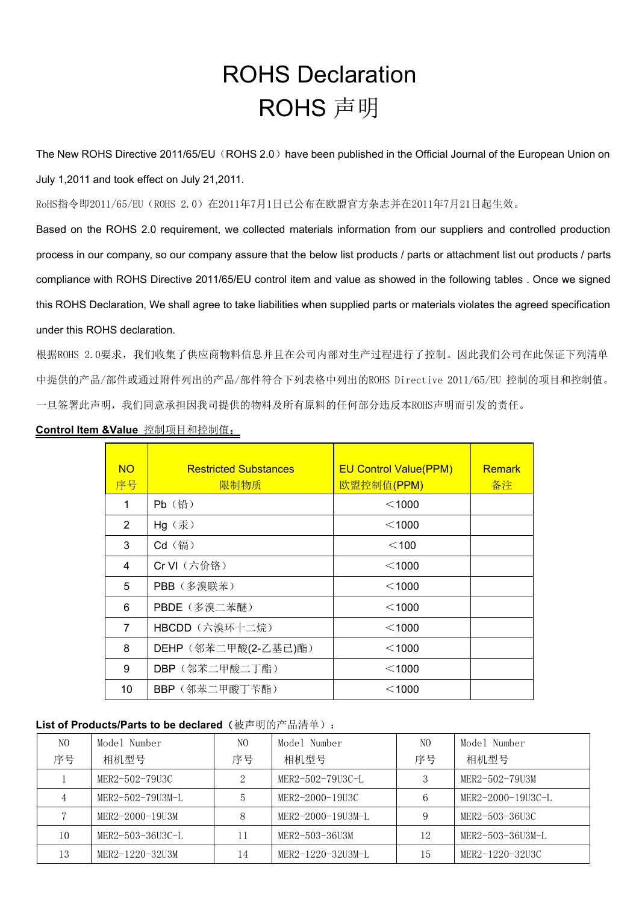# ROHS Declaration
# ROHS 声明

The New ROHS Directive 2011/65/EU（ROHS 2.0）have been published in the Official Journal of the European Union on July 1,2011 and took effect on July 21,2011.

RoHS指令即2011/65/EU（ROHS 2.0）在2011年7月1日已公布在欧盟官方杂志并在2011年7月21日起生效。

Based on the ROHS 2.0 requirement, we collected materials information from our suppliers and controlled production process in our company, so our company assure that the below list products / parts or attachment list out products / parts compliance with ROHS Directive 2011/65/EU control item and value as showed in the following tables . Once we signed this ROHS Declaration, We shall agree to take liabilities when supplied parts or materials violates the agreed specification under this ROHS declaration.

根据ROHS 2.0要求，我们收集了供应商物料信息并且在公司内部对生产过程进行了控制。因此我们公司在此保证下列清单中提供的产品/部件或通过附件列出的产品/部件符合下列表格中列出的ROHS Directive 2011/65/EU 控制的项目和控制值。一旦签署此声明，我们同意承担因我司提供的物料及所有原料的任何部分违反本ROHS声明而引发的责任。

**Control Item &Value** 控制项目和控制值：

| NO 序号 | Restricted Substances 限制物质 | EU Control Value(PPM) 欧盟控制值(PPM) | Remark 备注 |
|---|---|---|---|
| 1 | Pb（铅） | ＜1000 | |
| 2 | Hg（汞） | ＜1000 | |
| 3 | Cd（镉） | ＜100 | |
| 4 | Cr VI（六价铬） | ＜1000 | |
| 5 | PBB（多溴联苯） | ＜1000 | |
| 6 | PBDE（多溴二苯醚） | ＜1000 | |
| 7 | HBCDD（六溴环十二烷） | ＜1000 | |
| 8 | DEHP（邻苯二甲酸(2-乙基己)酯） | ＜1000 | |
| 9 | DBP（邻苯二甲酸二丁酯） | ＜1000 | |
| 10 | BBP（邻苯二甲酸丁苄酯） | ＜1000 | |

**List of Products/Parts to be declared**（被声明的产品清单）：

| NO 序号 | Model Number 相机型号 | NO 序号 | Model Number 相机型号 | NO 序号 | Model Number 相机型号 |
|---|---|---|---|---|---|
| 1 | MER2-502-79U3C | 2 | MER2-502-79U3C-L | 3 | MER2-502-79U3M |
| 4 | MER2-502-79U3M-L | 5 | MER2-2000-19U3C | 6 | MER2-2000-19U3C-L |
| 7 | MER2-2000-19U3M | 8 | MER2-2000-19U3M-L | 9 | MER2-503-36U3C |
| 10 | MER2-503-36U3C-L | 11 | MER2-503-36U3M | 12 | MER2-503-36U3M-L |
| 13 | MER2-1220-32U3M | 14 | MER2-1220-32U3M-L | 15 | MER2-1220-32U3C |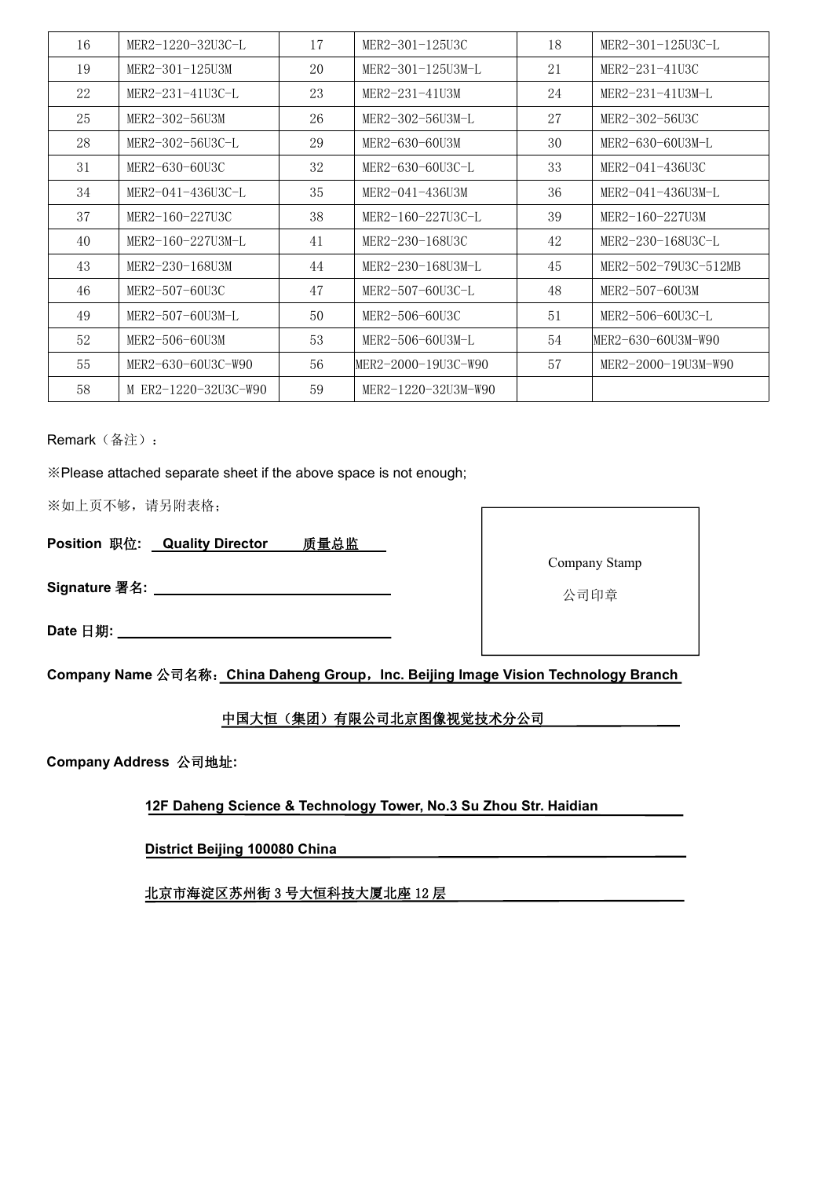| | | | | | |
|---|---|---|---|---|---|
| 16 | MER2-1220-32U3C-L | 17 | MER2-301-125U3C | 18 | MER2-301-125U3C-L |
| 19 | MER2-301-125U3M | 20 | MER2-301-125U3M-L | 21 | MER2-231-41U3C |
| 22 | MER2-231-41U3C-L | 23 | MER2-231-41U3M | 24 | MER2-231-41U3M-L |
| 25 | MER2-302-56U3M | 26 | MER2-302-56U3M-L | 27 | MER2-302-56U3C |
| 28 | MER2-302-56U3C-L | 29 | MER2-630-60U3M | 30 | MER2-630-60U3M-L |
| 31 | MER2-630-60U3C | 32 | MER2-630-60U3C-L | 33 | MER2-041-436U3C |
| 34 | MER2-041-436U3C-L | 35 | MER2-041-436U3M | 36 | MER2-041-436U3M-L |
| 37 | MER2-160-227U3C | 38 | MER2-160-227U3C-L | 39 | MER2-160-227U3M |
| 40 | MER2-160-227U3M-L | 41 | MER2-230-168U3C | 42 | MER2-230-168U3C-L |
| 43 | MER2-230-168U3M | 44 | MER2-230-168U3M-L | 45 | MER2-502-79U3C-512MB |
| 46 | MER2-507-60U3C | 47 | MER2-507-60U3C-L | 48 | MER2-507-60U3M |
| 49 | MER2-507-60U3M-L | 50 | MER2-506-60U3C | 51 | MER2-506-60U3C-L |
| 52 | MER2-506-60U3M | 53 | MER2-506-60U3M-L | 54 | MER2-630-60U3M-W90 |
| 55 | MER2-630-60U3C-W90 | 56 | MER2-2000-19U3C-W90 | 57 | MER2-2000-19U3M-W90 |
| 58 | M ER2-1220-32U3C-W90 | 59 | MER2-1220-32U3M-W90 | | |

Remark（备注）：

※Please attached separate sheet if the above space is not enough;

※如上页不够，请另附表格；

**Position 职位: Quality Director 质量总监**

**Signature 署名:** ______________________

**Date 日期:** ______________________

Company Stamp

公司印章

**Company Name 公司名称：China Daheng Group，Inc. Beijing Image Vision Technology Branch**

**中国大恒（集团）有限公司北京图像视觉技术分公司**

**Company Address 公司地址:**

**12F Daheng Science & Technology Tower, No.3 Su Zhou Str. Haidian District Beijing 100080 China**

**北京市海淀区苏州街 3 号大恒科技大厦北座 12 层**